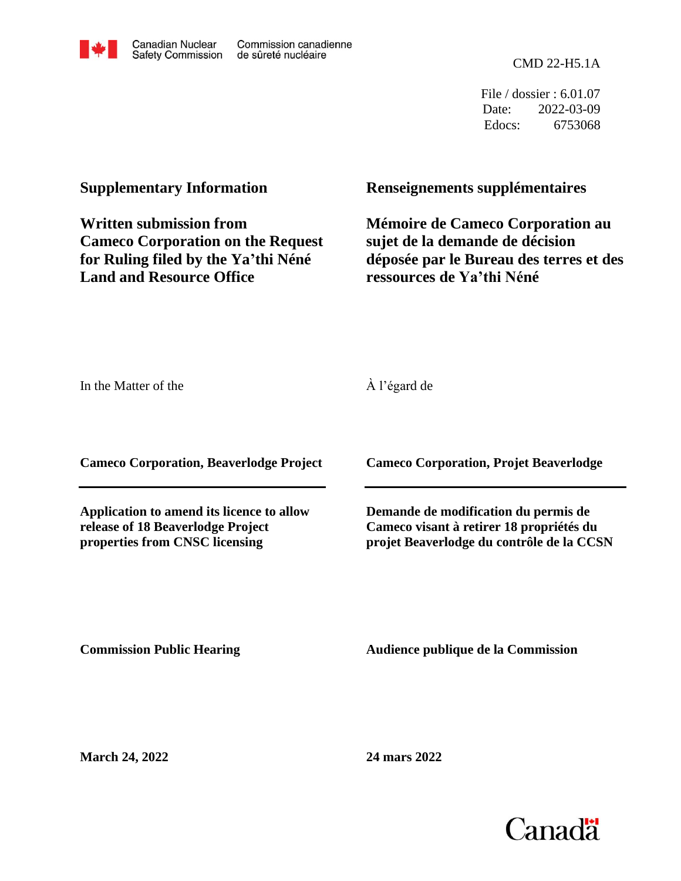Canadian Nuclear Safety Commission | Commission canadienne de sûreté nucléaire

CMD 22-H5.1A

File / dossier : 6.01.07
Date: 2022-03-09
Edocs: 6753068

## Supplementary Information

## Written submission from Cameco Corporation on the Request for Ruling filed by the Ya'thi Néné Land and Resource Office

## Renseignements supplémentaires

## Mémoire de Cameco Corporation au sujet de la demande de décision déposée par le Bureau des terres et des ressources de Ya'thi Néné

In the Matter of the

À l'égard de

**Cameco Corporation, Beaverlodge Project**

**Cameco Corporation, Projet Beaverlodge**

**Application to amend its licence to allow release of 18 Beaverlodge Project properties from CNSC licensing**

**Demande de modification du permis de Cameco visant à retirer 18 propriétés du projet Beaverlodge du contrôle de la CCSN**

**Commission Public Hearing**

**Audience publique de la Commission**

**March 24, 2022**

**24 mars 2022**

Canada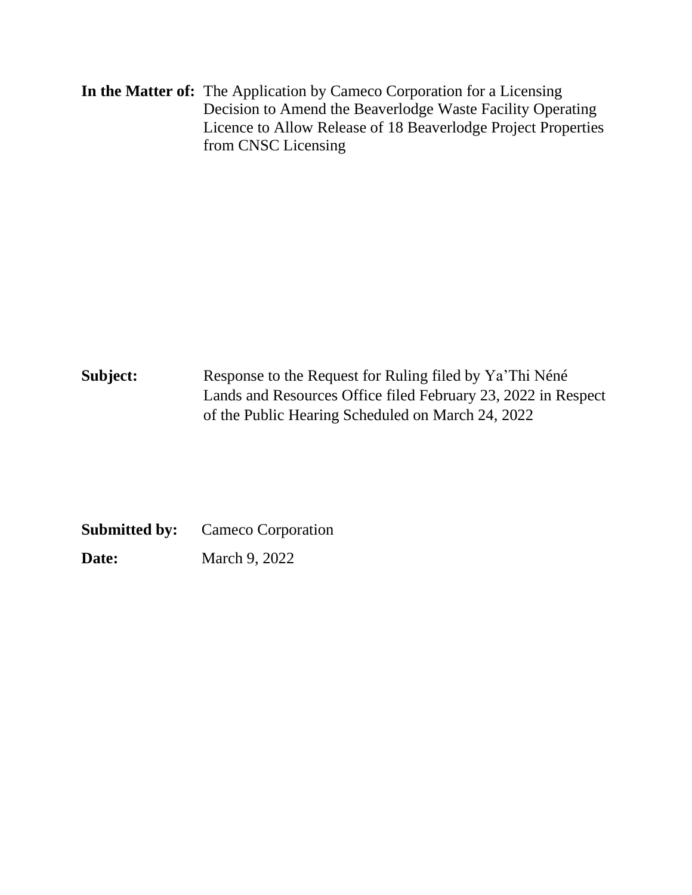**In the Matter of:** The Application by Cameco Corporation for a Licensing Decision to Amend the Beaverlodge Waste Facility Operating Licence to Allow Release of 18 Beaverlodge Project Properties from CNSC Licensing

**Subject:** Response to the Request for Ruling filed by Ya'Thi Néné Lands and Resources Office filed February 23, 2022 in Respect of the Public Hearing Scheduled on March 24, 2022

**Submitted by:** Cameco Corporation

**Date:** March 9, 2022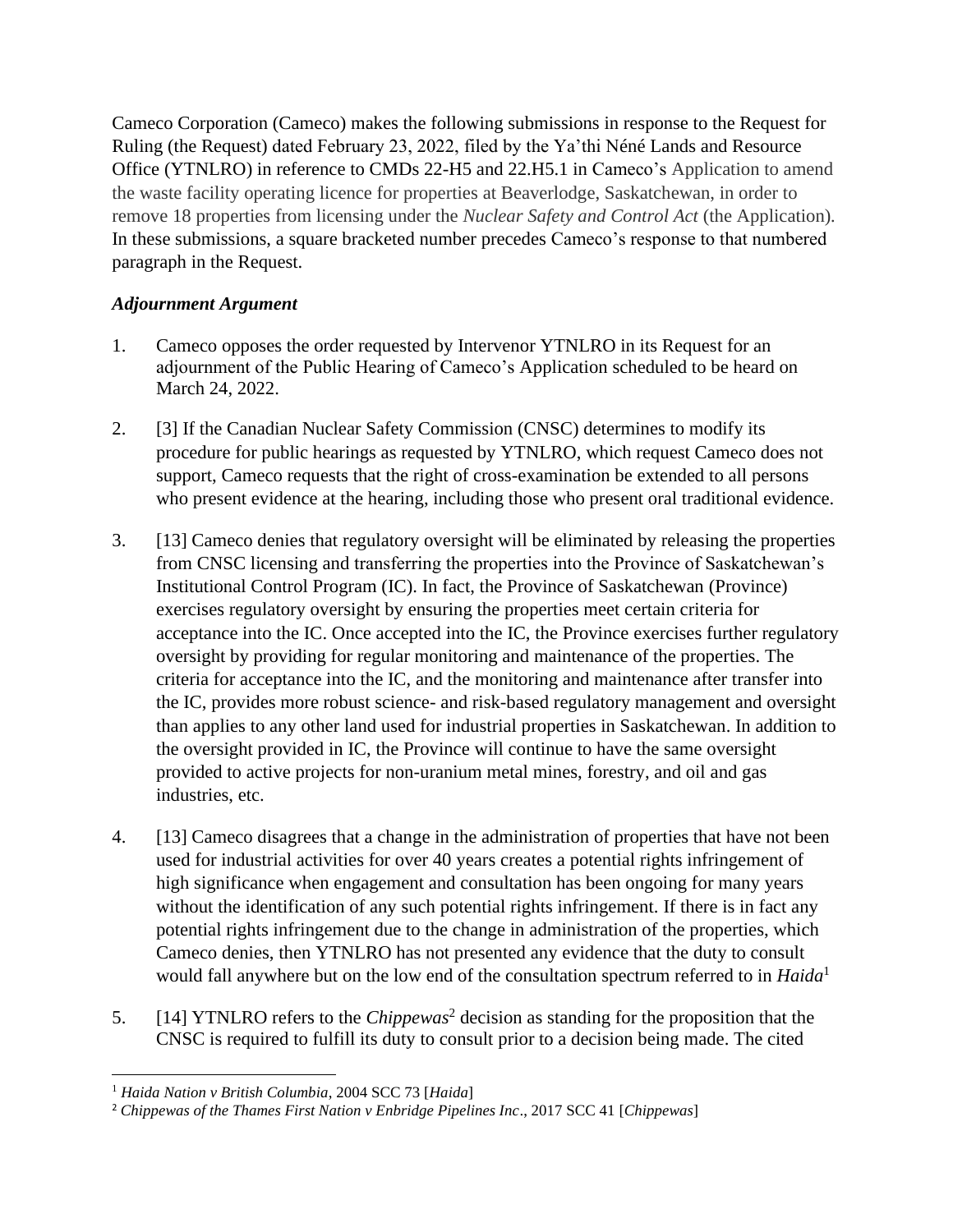Cameco Corporation (Cameco) makes the following submissions in response to the Request for Ruling (the Request) dated February 23, 2022, filed by the Ya'thi Néné Lands and Resource Office (YTNLRO) in reference to CMDs 22-H5 and 22.H5.1 in Cameco's Application to amend the waste facility operating licence for properties at Beaverlodge, Saskatchewan, in order to remove 18 properties from licensing under the *Nuclear Safety and Control Act* (the Application). In these submissions, a square bracketed number precedes Cameco's response to that numbered paragraph in the Request.

***Adjournment Argument***

1. Cameco opposes the order requested by Intervenor YTNLRO in its Request for an adjournment of the Public Hearing of Cameco's Application scheduled to be heard on March 24, 2022.

2. [3] If the Canadian Nuclear Safety Commission (CNSC) determines to modify its procedure for public hearings as requested by YTNLRO, which request Cameco does not support, Cameco requests that the right of cross-examination be extended to all persons who present evidence at the hearing, including those who present oral traditional evidence.

3. [13] Cameco denies that regulatory oversight will be eliminated by releasing the properties from CNSC licensing and transferring the properties into the Province of Saskatchewan's Institutional Control Program (IC). In fact, the Province of Saskatchewan (Province) exercises regulatory oversight by ensuring the properties meet certain criteria for acceptance into the IC. Once accepted into the IC, the Province exercises further regulatory oversight by providing for regular monitoring and maintenance of the properties. The criteria for acceptance into the IC, and the monitoring and maintenance after transfer into the IC, provides more robust science- and risk-based regulatory management and oversight than applies to any other land used for industrial properties in Saskatchewan. In addition to the oversight provided in IC, the Province will continue to have the same oversight provided to active projects for non-uranium metal mines, forestry, and oil and gas industries, etc.

4. [13] Cameco disagrees that a change in the administration of properties that have not been used for industrial activities for over 40 years creates a potential rights infringement of high significance when engagement and consultation has been ongoing for many years without the identification of any such potential rights infringement. If there is in fact any potential rights infringement due to the change in administration of the properties, which Cameco denies, then YTNLRO has not presented any evidence that the duty to consult would fall anywhere but on the low end of the consultation spectrum referred to in *Haida*[1]

5. [14] YTNLRO refers to the *Chippewas*[2] decision as standing for the proposition that the CNSC is required to fulfill its duty to consult prior to a decision being made. The cited

[1] *Haida Nation v British Columbia*, 2004 SCC 73 [*Haida*]

[2] *Chippewas of the Thames First Nation v Enbridge Pipelines Inc*., 2017 SCC 41 [*Chippewas*]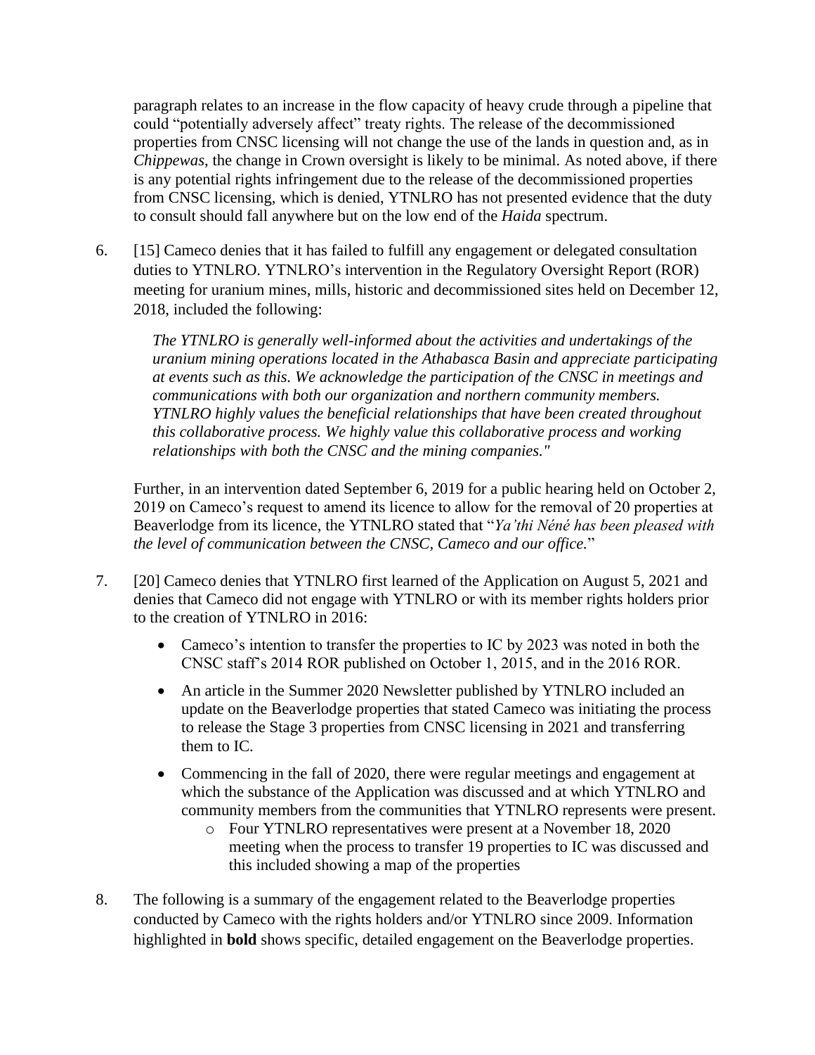paragraph relates to an increase in the flow capacity of heavy crude through a pipeline that could "potentially adversely affect" treaty rights. The release of the decommissioned properties from CNSC licensing will not change the use of the lands in question and, as in *Chippewas*, the change in Crown oversight is likely to be minimal. As noted above, if there is any potential rights infringement due to the release of the decommissioned properties from CNSC licensing, which is denied, YTNLRO has not presented evidence that the duty to consult should fall anywhere but on the low end of the *Haida* spectrum.

6. [15] Cameco denies that it has failed to fulfill any engagement or delegated consultation duties to YTNLRO. YTNLRO's intervention in the Regulatory Oversight Report (ROR) meeting for uranium mines, mills, historic and decommissioned sites held on December 12, 2018, included the following:

   > *The YTNLRO is generally well-informed about the activities and undertakings of the uranium mining operations located in the Athabasca Basin and appreciate participating at events such as this. We acknowledge the participation of the CNSC in meetings and communications with both our organization and northern community members. YTNLRO highly values the beneficial relationships that have been created throughout this collaborative process. We highly value this collaborative process and working relationships with both the CNSC and the mining companies."*

   Further, in an intervention dated September 6, 2019 for a public hearing held on October 2, 2019 on Cameco's request to amend its licence to allow for the removal of 20 properties at Beaverlodge from its licence, the YTNLRO stated that "*Ya'thi Néné has been pleased with the level of communication between the CNSC, Cameco and our office.*"

7. [20] Cameco denies that YTNLRO first learned of the Application on August 5, 2021 and denies that Cameco did not engage with YTNLRO or with its member rights holders prior to the creation of YTNLRO in 2016:

   - Cameco's intention to transfer the properties to IC by 2023 was noted in both the CNSC staff's 2014 ROR published on October 1, 2015, and in the 2016 ROR.
   - An article in the Summer 2020 Newsletter published by YTNLRO included an update on the Beaverlodge properties that stated Cameco was initiating the process to release the Stage 3 properties from CNSC licensing in 2021 and transferring them to IC.
   - Commencing in the fall of 2020, there were regular meetings and engagement at which the substance of the Application was discussed and at which YTNLRO and community members from the communities that YTNLRO represents were present.
     - Four YTNLRO representatives were present at a November 18, 2020 meeting when the process to transfer 19 properties to IC was discussed and this included showing a map of the properties

8. The following is a summary of the engagement related to the Beaverlodge properties conducted by Cameco with the rights holders and/or YTNLRO since 2009. Information highlighted in **bold** shows specific, detailed engagement on the Beaverlodge properties.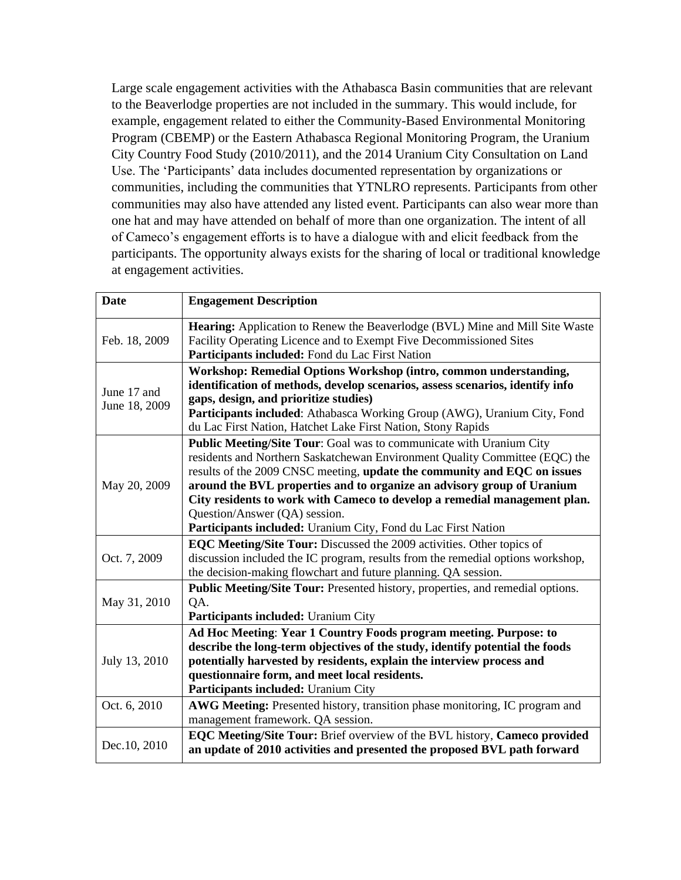Large scale engagement activities with the Athabasca Basin communities that are relevant to the Beaverlodge properties are not included in the summary. This would include, for example, engagement related to either the Community-Based Environmental Monitoring Program (CBEMP) or the Eastern Athabasca Regional Monitoring Program, the Uranium City Country Food Study (2010/2011), and the 2014 Uranium City Consultation on Land Use. The 'Participants' data includes documented representation by organizations or communities, including the communities that YTNLRO represents. Participants from other communities may also have attended any listed event. Participants can also wear more than one hat and may have attended on behalf of more than one organization. The intent of all of Cameco's engagement efforts is to have a dialogue with and elicit feedback from the participants. The opportunity always exists for the sharing of local or traditional knowledge at engagement activities.

| Date | Engagement Description |
|---|---|
| Feb. 18, 2009 | **Hearing:** Application to Renew the Beaverlodge (BVL) Mine and Mill Site Waste Facility Operating Licence and to Exempt Five Decommissioned Sites<br>**Participants included:** Fond du Lac First Nation |
| June 17 and June 18, 2009 | **Workshop: Remedial Options Workshop (intro, common understanding, identification of methods, develop scenarios, assess scenarios, identify info gaps, design, and prioritize studies)**<br>**Participants included**: Athabasca Working Group (AWG), Uranium City, Fond du Lac First Nation, Hatchet Lake First Nation, Stony Rapids |
| May 20, 2009 | **Public Meeting/Site Tour**: Goal was to communicate with Uranium City residents and Northern Saskatchewan Environment Quality Committee (EQC) the results of the 2009 CNSC meeting, **update the community and EQC on issues around the BVL properties and to organize an advisory group of Uranium City residents to work with Cameco to develop a remedial management plan.** Question/Answer (QA) session.<br>**Participants included:** Uranium City, Fond du Lac First Nation |
| Oct. 7, 2009 | **EQC Meeting/Site Tour:** Discussed the 2009 activities. Other topics of discussion included the IC program, results from the remedial options workshop, the decision-making flowchart and future planning. QA session. |
| May 31, 2010 | **Public Meeting/Site Tour:** Presented history, properties, and remedial options. QA.<br>**Participants included:** Uranium City |
| July 13, 2010 | **Ad Hoc Meeting**: **Year 1 Country Foods program meeting. Purpose: to describe the long-term objectives of the study, identify potential the foods potentially harvested by residents, explain the interview process and questionnaire form, and meet local residents.**<br>**Participants included:** Uranium City |
| Oct. 6, 2010 | **AWG Meeting:** Presented history, transition phase monitoring, IC program and management framework. QA session. |
| Dec.10, 2010 | **EQC Meeting/Site Tour:** Brief overview of the BVL history, **Cameco provided an update of 2010 activities and presented the proposed BVL path forward** |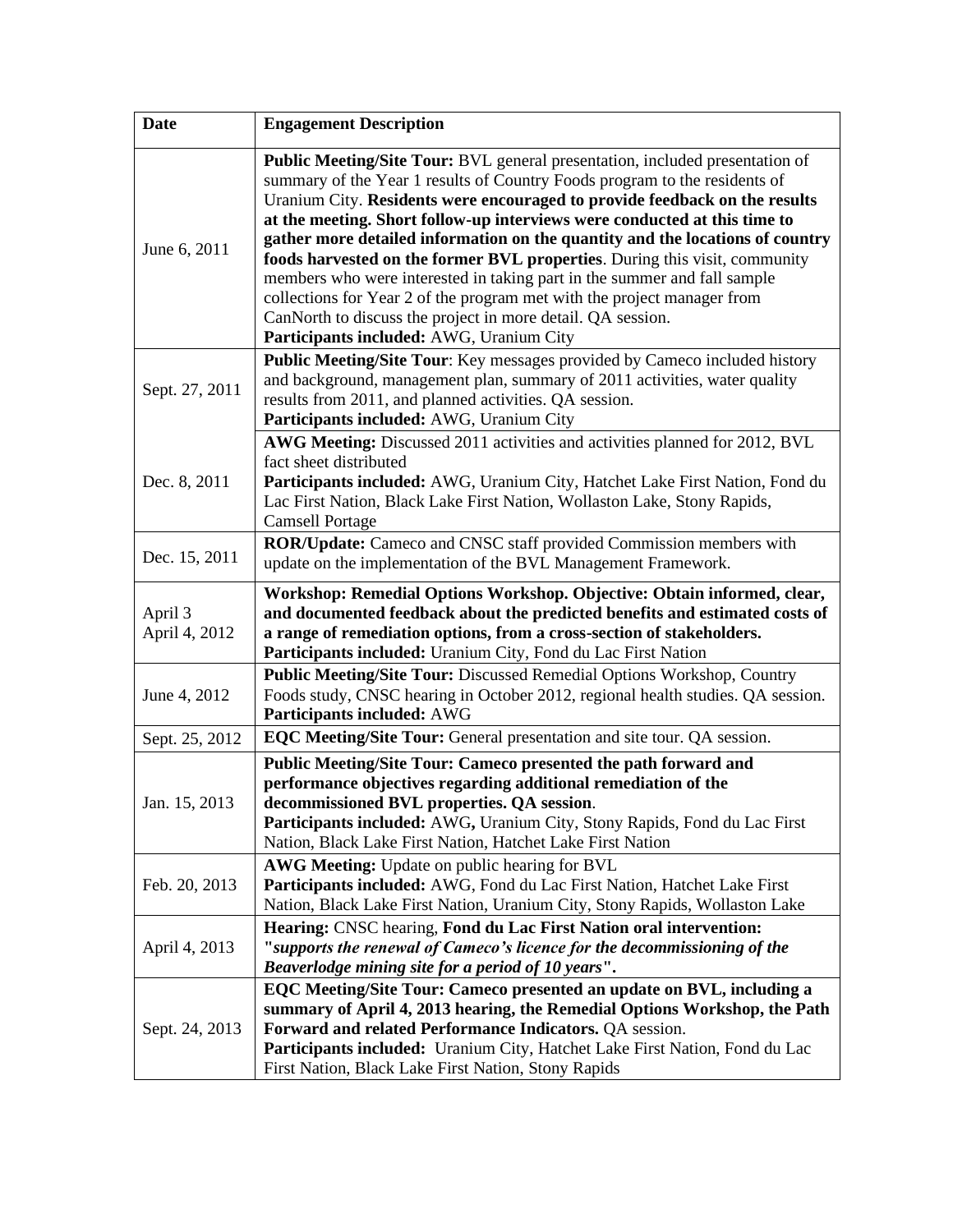| Date | Engagement Description |
|---|---|
| June 6, 2011 | **Public Meeting/Site Tour:** BVL general presentation, included presentation of summary of the Year 1 results of Country Foods program to the residents of Uranium City. **Residents were encouraged to provide feedback on the results at the meeting. Short follow-up interviews were conducted at this time to gather more detailed information on the quantity and the locations of country foods harvested on the former BVL properties**. During this visit, community members who were interested in taking part in the summer and fall sample collections for Year 2 of the program met with the project manager from CanNorth to discuss the project in more detail. QA session.<br>**Participants included:** AWG, Uranium City |
| Sept. 27, 2011 | **Public Meeting/Site Tour**: Key messages provided by Cameco included history and background, management plan, summary of 2011 activities, water quality results from 2011, and planned activities. QA session.<br>**Participants included:** AWG, Uranium City |
| Dec. 8, 2011 | **AWG Meeting:** Discussed 2011 activities and activities planned for 2012, BVL fact sheet distributed<br>**Participants included:** AWG, Uranium City, Hatchet Lake First Nation, Fond du Lac First Nation, Black Lake First Nation, Wollaston Lake, Stony Rapids, Camsell Portage |
| Dec. 15, 2011 | **ROR/Update:** Cameco and CNSC staff provided Commission members with update on the implementation of the BVL Management Framework. |
| April 3<br>April 4, 2012 | **Workshop: Remedial Options Workshop. Objective: Obtain informed, clear, and documented feedback about the predicted benefits and estimated costs of a range of remediation options, from a cross-section of stakeholders.**<br>**Participants included:** Uranium City, Fond du Lac First Nation |
| June 4, 2012 | **Public Meeting/Site Tour:** Discussed Remedial Options Workshop, Country Foods study, CNSC hearing in October 2012, regional health studies. QA session.<br>**Participants included:** AWG |
| Sept. 25, 2012 | **EQC Meeting/Site Tour:** General presentation and site tour. QA session. |
| Jan. 15, 2013 | **Public Meeting/Site Tour: Cameco presented the path forward and performance objectives regarding additional remediation of the decommissioned BVL properties. QA session**.<br>**Participants included:** AWG**,** Uranium City, Stony Rapids, Fond du Lac First Nation, Black Lake First Nation, Hatchet Lake First Nation |
| Feb. 20, 2013 | **AWG Meeting:** Update on public hearing for BVL<br>**Participants included:** AWG, Fond du Lac First Nation, Hatchet Lake First Nation, Black Lake First Nation, Uranium City, Stony Rapids, Wollaston Lake |
| April 4, 2013 | **Hearing:** CNSC hearing, **Fond du Lac First Nation oral intervention: "*supports the renewal of Cameco's licence for the decommissioning of the Beaverlodge mining site for a period of 10 years*".** |
| Sept. 24, 2013 | **EQC Meeting/Site Tour: Cameco presented an update on BVL, including a summary of April 4, 2013 hearing, the Remedial Options Workshop, the Path Forward and related Performance Indicators.** QA session.<br>**Participants included:** Uranium City, Hatchet Lake First Nation, Fond du Lac First Nation, Black Lake First Nation, Stony Rapids |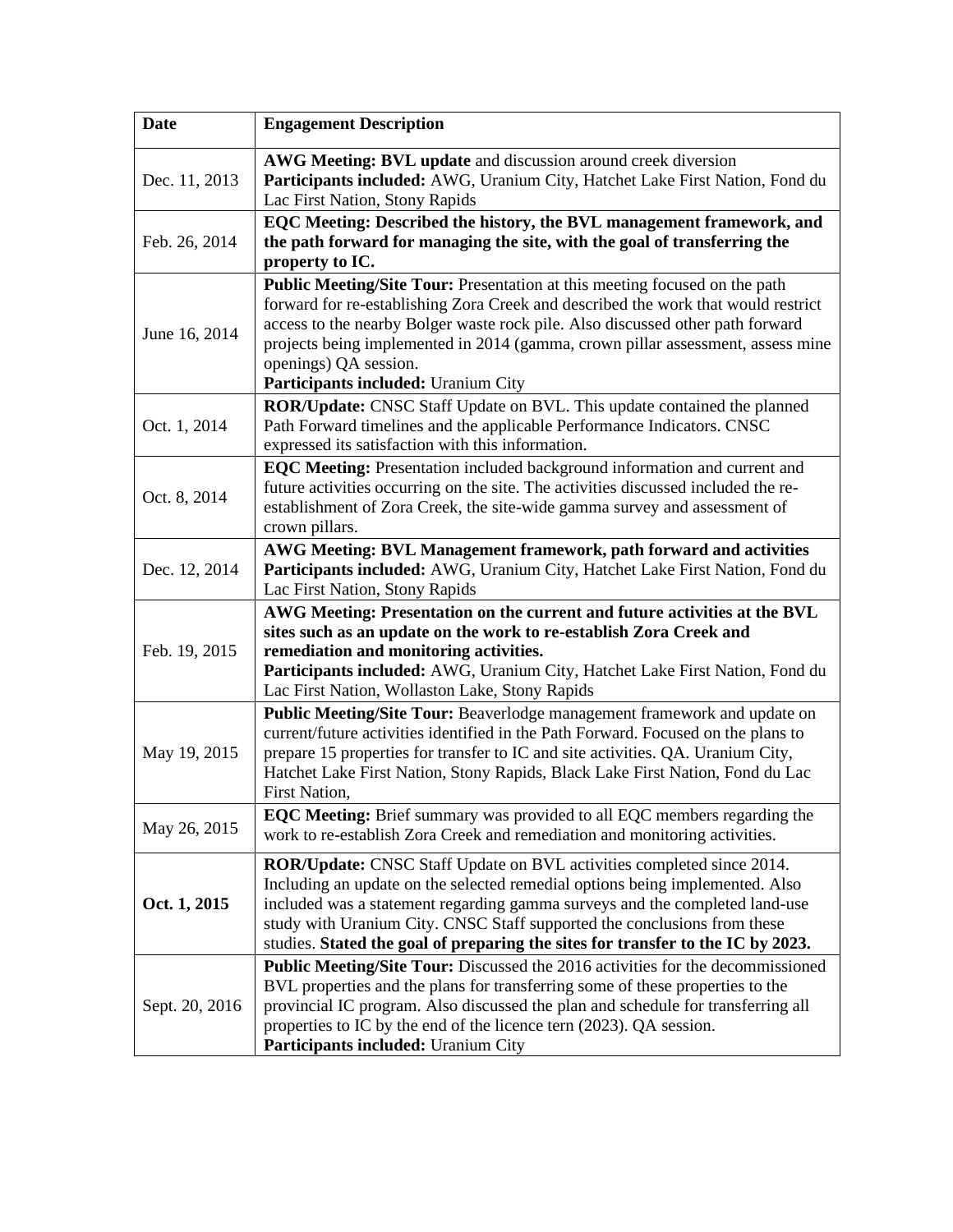| Date | Engagement Description |
|---|---|
| Dec. 11, 2013 | **AWG Meeting: BVL update** and discussion around creek diversion<br>**Participants included:** AWG, Uranium City, Hatchet Lake First Nation, Fond du Lac First Nation, Stony Rapids |
| Feb. 26, 2014 | **EQC Meeting: Described the history, the BVL management framework, and the path forward for managing the site, with the goal of transferring the property to IC.** |
| June 16, 2014 | **Public Meeting/Site Tour:** Presentation at this meeting focused on the path forward for re-establishing Zora Creek and described the work that would restrict access to the nearby Bolger waste rock pile. Also discussed other path forward projects being implemented in 2014 (gamma, crown pillar assessment, assess mine openings) QA session.<br>**Participants included:** Uranium City |
| Oct. 1, 2014 | **ROR/Update:** CNSC Staff Update on BVL. This update contained the planned Path Forward timelines and the applicable Performance Indicators. CNSC expressed its satisfaction with this information. |
| Oct. 8, 2014 | **EQC Meeting:** Presentation included background information and current and future activities occurring on the site. The activities discussed included the re-establishment of Zora Creek, the site-wide gamma survey and assessment of crown pillars. |
| Dec. 12, 2014 | **AWG Meeting: BVL Management framework, path forward and activities**<br>**Participants included:** AWG, Uranium City, Hatchet Lake First Nation, Fond du Lac First Nation, Stony Rapids |
| Feb. 19, 2015 | **AWG Meeting: Presentation on the current and future activities at the BVL sites such as an update on the work to re-establish Zora Creek and remediation and monitoring activities.**<br>**Participants included:** AWG, Uranium City, Hatchet Lake First Nation, Fond du Lac First Nation, Wollaston Lake, Stony Rapids |
| May 19, 2015 | **Public Meeting/Site Tour:** Beaverlodge management framework and update on current/future activities identified in the Path Forward. Focused on the plans to prepare 15 properties for transfer to IC and site activities. QA. Uranium City, Hatchet Lake First Nation, Stony Rapids, Black Lake First Nation, Fond du Lac First Nation, |
| May 26, 2015 | **EQC Meeting:** Brief summary was provided to all EQC members regarding the work to re-establish Zora Creek and remediation and monitoring activities. |
| **Oct. 1, 2015** | **ROR/Update:** CNSC Staff Update on BVL activities completed since 2014. Including an update on the selected remedial options being implemented. Also included was a statement regarding gamma surveys and the completed land-use study with Uranium City. CNSC Staff supported the conclusions from these studies. **Stated the goal of preparing the sites for transfer to the IC by 2023.** |
| Sept. 20, 2016 | **Public Meeting/Site Tour:** Discussed the 2016 activities for the decommissioned BVL properties and the plans for transferring some of these properties to the provincial IC program. Also discussed the plan and schedule for transferring all properties to IC by the end of the licence tern (2023). QA session.<br>**Participants included:** Uranium City |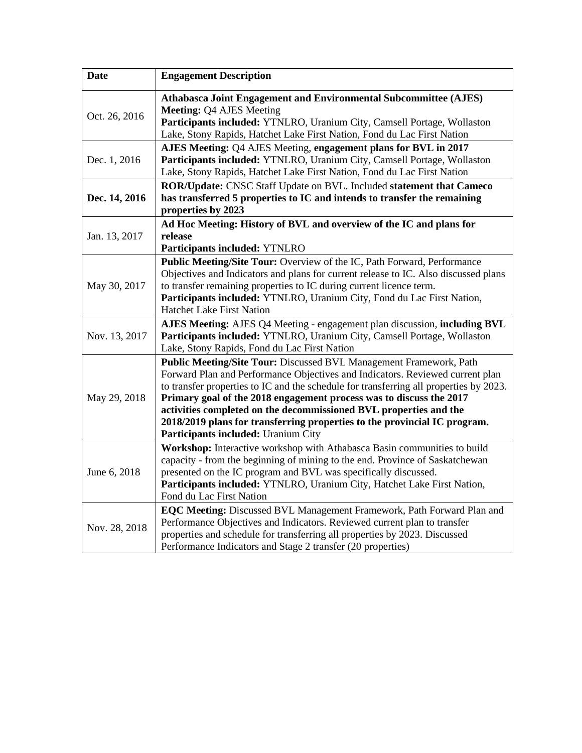| Date | Engagement Description |
|---|---|
| Oct. 26, 2016 | **Athabasca Joint Engagement and Environmental Subcommittee (AJES) Meeting:** Q4 AJES Meeting<br>**Participants included:** YTNLRO, Uranium City, Camsell Portage, Wollaston Lake, Stony Rapids, Hatchet Lake First Nation, Fond du Lac First Nation |
| Dec. 1, 2016 | **AJES Meeting:** Q4 AJES Meeting, **engagement plans for BVL in 2017**<br>**Participants included:** YTNLRO, Uranium City, Camsell Portage, Wollaston Lake, Stony Rapids, Hatchet Lake First Nation, Fond du Lac First Nation |
| **Dec. 14, 2016** | **ROR/Update:** CNSC Staff Update on BVL. Included **statement that Cameco has transferred 5 properties to IC and intends to transfer the remaining properties by 2023** |
| Jan. 13, 2017 | **Ad Hoc Meeting: History of BVL and overview of the IC and plans for release**<br>**Participants included:** YTNLRO |
| May 30, 2017 | **Public Meeting/Site Tour:** Overview of the IC, Path Forward, Performance Objectives and Indicators and plans for current release to IC. Also discussed plans to transfer remaining properties to IC during current licence term.<br>**Participants included:** YTNLRO, Uranium City, Fond du Lac First Nation, Hatchet Lake First Nation |
| Nov. 13, 2017 | **AJES Meeting:** AJES Q4 Meeting - engagement plan discussion, **including BVL**<br>**Participants included:** YTNLRO, Uranium City, Camsell Portage, Wollaston Lake, Stony Rapids, Fond du Lac First Nation |
| May 29, 2018 | **Public Meeting/Site Tour:** Discussed BVL Management Framework, Path Forward Plan and Performance Objectives and Indicators. Reviewed current plan to transfer properties to IC and the schedule for transferring all properties by 2023. **Primary goal of the 2018 engagement process was to discuss the 2017 activities completed on the decommissioned BVL properties and the 2018/2019 plans for transferring properties to the provincial IC program.**<br>**Participants included:** Uranium City |
| June 6, 2018 | **Workshop:** Interactive workshop with Athabasca Basin communities to build capacity - from the beginning of mining to the end. Province of Saskatchewan presented on the IC program and BVL was specifically discussed.<br>**Participants included:** YTNLRO, Uranium City, Hatchet Lake First Nation, Fond du Lac First Nation |
| Nov. 28, 2018 | **EQC Meeting:** Discussed BVL Management Framework, Path Forward Plan and Performance Objectives and Indicators. Reviewed current plan to transfer properties and schedule for transferring all properties by 2023. Discussed Performance Indicators and Stage 2 transfer (20 properties) |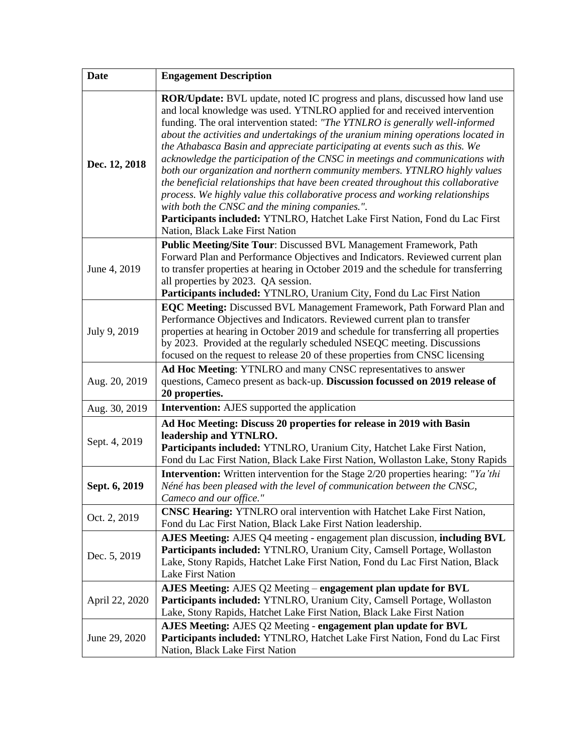| **Date** | **Engagement Description** |
|---|---|
| **Dec. 12, 2018** | **ROR/Update:** BVL update, noted IC progress and plans, discussed how land use and local knowledge was used. YTNLRO applied for and received intervention funding. The oral intervention stated: *"The YTNLRO is generally well-informed about the activities and undertakings of the uranium mining operations located in the Athabasca Basin and appreciate participating at events such as this. We acknowledge the participation of the CNSC in meetings and communications with both our organization and northern community members. YTNLRO highly values the beneficial relationships that have been created throughout this collaborative process. We highly value this collaborative process and working relationships with both the CNSC and the mining companies."*. **Participants included:** YTNLRO, Hatchet Lake First Nation, Fond du Lac First Nation, Black Lake First Nation |
| June 4, 2019 | **Public Meeting/Site Tour**: Discussed BVL Management Framework, Path Forward Plan and Performance Objectives and Indicators. Reviewed current plan to transfer properties at hearing in October 2019 and the schedule for transferring all properties by 2023. QA session. **Participants included:** YTNLRO, Uranium City, Fond du Lac First Nation |
| July 9, 2019 | **EQC Meeting:** Discussed BVL Management Framework, Path Forward Plan and Performance Objectives and Indicators. Reviewed current plan to transfer properties at hearing in October 2019 and schedule for transferring all properties by 2023. Provided at the regularly scheduled NSEQC meeting. Discussions focused on the request to release 20 of these properties from CNSC licensing |
| Aug. 20, 2019 | **Ad Hoc Meeting**: YTNLRO and many CNSC representatives to answer questions, Cameco present as back-up. **Discussion focussed on 2019 release of 20 properties.** |
| Aug. 30, 2019 | **Intervention:** AJES supported the application |
| Sept. 4, 2019 | **Ad Hoc Meeting: Discuss 20 properties for release in 2019 with Basin leadership and YTNLRO.** **Participants included:** YTNLRO, Uranium City, Hatchet Lake First Nation, Fond du Lac First Nation, Black Lake First Nation, Wollaston Lake, Stony Rapids |
| **Sept. 6, 2019** | **Intervention:** Written intervention for the Stage 2/20 properties hearing: *"Ya'thi Néné has been pleased with the level of communication between the CNSC, Cameco and our office."* |
| Oct. 2, 2019 | **CNSC Hearing:** YTNLRO oral intervention with Hatchet Lake First Nation, Fond du Lac First Nation, Black Lake First Nation leadership. |
| Dec. 5, 2019 | **AJES Meeting:** AJES Q4 meeting - engagement plan discussion, **including BVL** **Participants included:** YTNLRO, Uranium City, Camsell Portage, Wollaston Lake, Stony Rapids, Hatchet Lake First Nation, Fond du Lac First Nation, Black Lake First Nation |
| April 22, 2020 | **AJES Meeting:** AJES Q2 Meeting – **engagement plan update for BVL** **Participants included:** YTNLRO, Uranium City, Camsell Portage, Wollaston Lake, Stony Rapids, Hatchet Lake First Nation, Black Lake First Nation |
| June 29, 2020 | **AJES Meeting:** AJES Q2 Meeting - **engagement plan update for BVL** **Participants included:** YTNLRO, Hatchet Lake First Nation, Fond du Lac First Nation, Black Lake First Nation |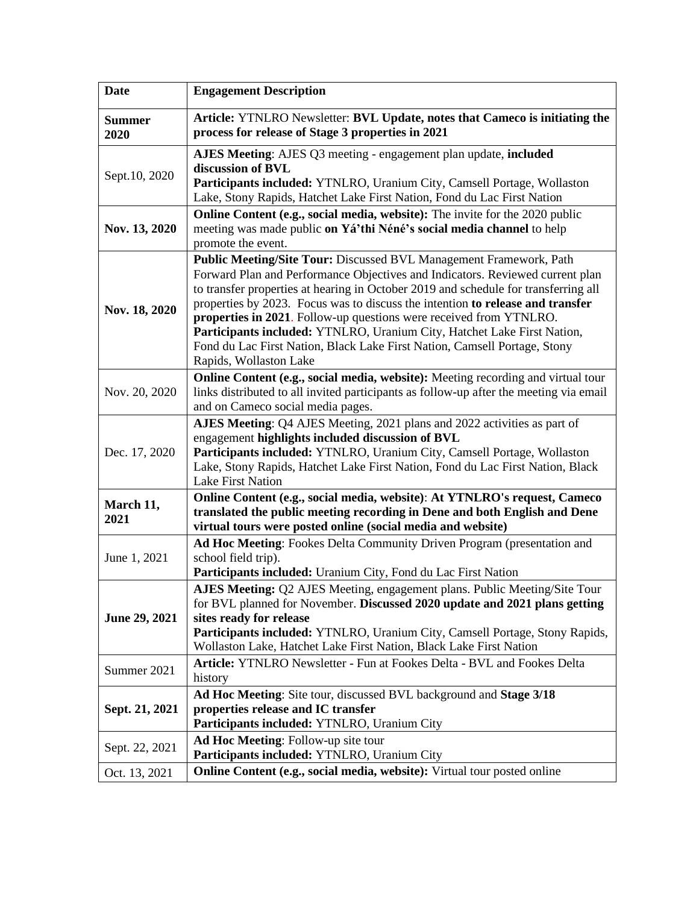| Date | Engagement Description |
|---|---|
| **Summer 2020** | **Article:** YTNLRO Newsletter: **BVL Update, notes that Cameco is initiating the process for release of Stage 3 properties in 2021** |
| Sept.10, 2020 | **AJES Meeting**: AJES Q3 meeting - engagement plan update, **included discussion of BVL**<br>**Participants included:** YTNLRO, Uranium City, Camsell Portage, Wollaston Lake, Stony Rapids, Hatchet Lake First Nation, Fond du Lac First Nation |
| **Nov. 13, 2020** | **Online Content (e.g., social media, website):** The invite for the 2020 public meeting was made public **on Yá'thi Néné's social media channel** to help promote the event. |
| **Nov. 18, 2020** | **Public Meeting/Site Tour:** Discussed BVL Management Framework, Path Forward Plan and Performance Objectives and Indicators. Reviewed current plan to transfer properties at hearing in October 2019 and schedule for transferring all properties by 2023. Focus was to discuss the intention **to release and transfer properties in 2021**. Follow-up questions were received from YTNLRO.<br>**Participants included:** YTNLRO, Uranium City, Hatchet Lake First Nation, Fond du Lac First Nation, Black Lake First Nation, Camsell Portage, Stony Rapids, Wollaston Lake |
| Nov. 20, 2020 | **Online Content (e.g., social media, website):** Meeting recording and virtual tour links distributed to all invited participants as follow-up after the meeting via email and on Cameco social media pages. |
| Dec. 17, 2020 | **AJES Meeting**: Q4 AJES Meeting, 2021 plans and 2022 activities as part of engagement **highlights included discussion of BVL**<br>**Participants included:** YTNLRO, Uranium City, Camsell Portage, Wollaston Lake, Stony Rapids, Hatchet Lake First Nation, Fond du Lac First Nation, Black Lake First Nation |
| **March 11, 2021** | **Online Content (e.g., social media, website)**: **At YTNLRO's request, Cameco translated the public meeting recording in Dene and both English and Dene virtual tours were posted online (social media and website)** |
| June 1, 2021 | **Ad Hoc Meeting**: Fookes Delta Community Driven Program (presentation and school field trip).<br>**Participants included:** Uranium City, Fond du Lac First Nation |
| **June 29, 2021** | **AJES Meeting:** Q2 AJES Meeting, engagement plans. Public Meeting/Site Tour for BVL planned for November. **Discussed 2020 update and 2021 plans getting sites ready for release**<br>**Participants included:** YTNLRO, Uranium City, Camsell Portage, Stony Rapids, Wollaston Lake, Hatchet Lake First Nation, Black Lake First Nation |
| Summer 2021 | **Article:** YTNLRO Newsletter - Fun at Fookes Delta - BVL and Fookes Delta history |
| **Sept. 21, 2021** | **Ad Hoc Meeting**: Site tour, discussed BVL background and **Stage 3/18 properties release and IC transfer**<br>**Participants included:** YTNLRO, Uranium City |
| Sept. 22, 2021 | **Ad Hoc Meeting**: Follow-up site tour<br>**Participants included:** YTNLRO, Uranium City |
| Oct. 13, 2021 | **Online Content (e.g., social media, website):** Virtual tour posted online |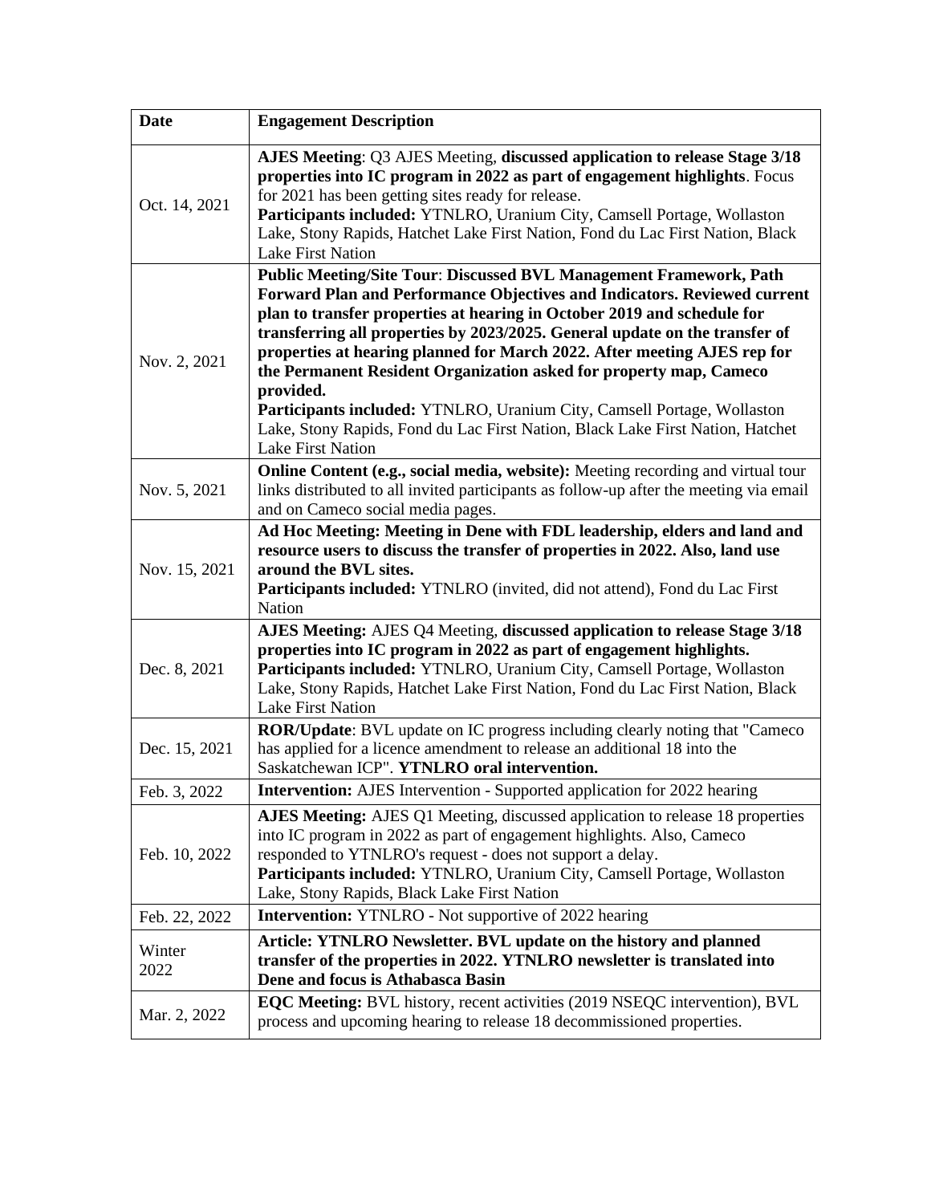| Date | Engagement Description |
| --- | --- |
| Oct. 14, 2021 | **AJES Meeting**: Q3 AJES Meeting, **discussed application to release Stage 3/18 properties into IC program in 2022 as part of engagement highlights**. Focus for 2021 has been getting sites ready for release.<br>**Participants included:** YTNLRO, Uranium City, Camsell Portage, Wollaston Lake, Stony Rapids, Hatchet Lake First Nation, Fond du Lac First Nation, Black Lake First Nation |
| Nov. 2, 2021 | **Public Meeting/Site Tour**: **Discussed BVL Management Framework, Path Forward Plan and Performance Objectives and Indicators. Reviewed current plan to transfer properties at hearing in October 2019 and schedule for transferring all properties by 2023/2025. General update on the transfer of properties at hearing planned for March 2022. After meeting AJES rep for the Permanent Resident Organization asked for property map, Cameco provided.**<br>**Participants included:** YTNLRO, Uranium City, Camsell Portage, Wollaston Lake, Stony Rapids, Fond du Lac First Nation, Black Lake First Nation, Hatchet Lake First Nation |
| Nov. 5, 2021 | **Online Content (e.g., social media, website):** Meeting recording and virtual tour links distributed to all invited participants as follow-up after the meeting via email and on Cameco social media pages. |
| Nov. 15, 2021 | **Ad Hoc Meeting: Meeting in Dene with FDL leadership, elders and land and resource users to discuss the transfer of properties in 2022. Also, land use around the BVL sites.**<br>**Participants included:** YTNLRO (invited, did not attend), Fond du Lac First Nation |
| Dec. 8, 2021 | **AJES Meeting:** AJES Q4 Meeting, **discussed application to release Stage 3/18 properties into IC program in 2022 as part of engagement highlights.**<br>**Participants included:** YTNLRO, Uranium City, Camsell Portage, Wollaston Lake, Stony Rapids, Hatchet Lake First Nation, Fond du Lac First Nation, Black Lake First Nation |
| Dec. 15, 2021 | **ROR/Update**: BVL update on IC progress including clearly noting that "Cameco has applied for a licence amendment to release an additional 18 into the Saskatchewan ICP". **YTNLRO oral intervention.** |
| Feb. 3, 2022 | **Intervention:** AJES Intervention - Supported application for 2022 hearing |
| Feb. 10, 2022 | **AJES Meeting:** AJES Q1 Meeting, discussed application to release 18 properties into IC program in 2022 as part of engagement highlights. Also, Cameco responded to YTNLRO's request - does not support a delay.<br>**Participants included:** YTNLRO, Uranium City, Camsell Portage, Wollaston Lake, Stony Rapids, Black Lake First Nation |
| Feb. 22, 2022 | **Intervention:** YTNLRO - Not supportive of 2022 hearing |
| Winter 2022 | **Article: YTNLRO Newsletter. BVL update on the history and planned transfer of the properties in 2022. YTNLRO newsletter is translated into Dene and focus is Athabasca Basin** |
| Mar. 2, 2022 | **EQC Meeting:** BVL history, recent activities (2019 NSEQC intervention), BVL process and upcoming hearing to release 18 decommissioned properties. |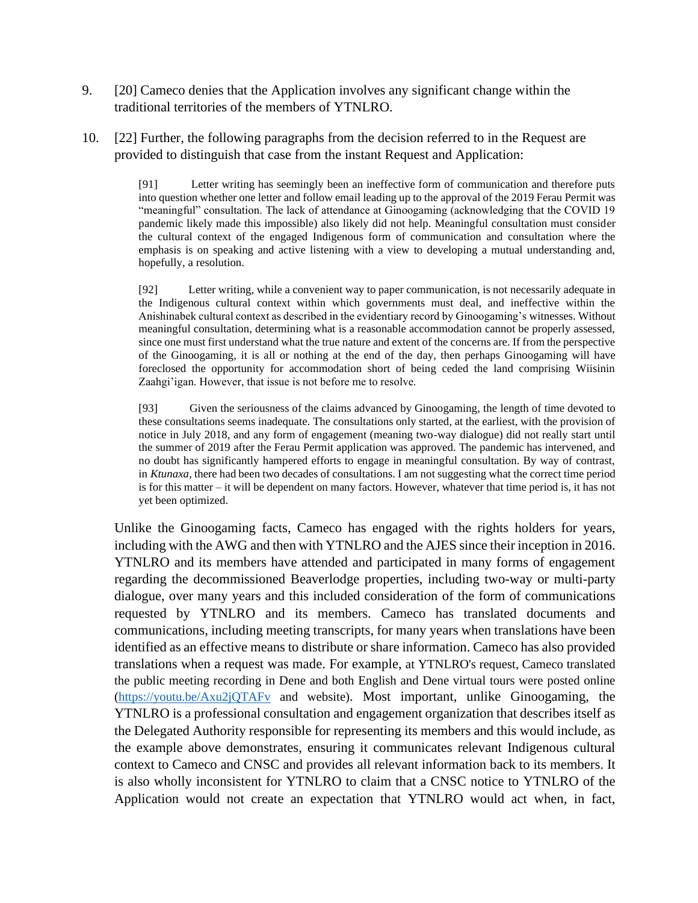9. [20] Cameco denies that the Application involves any significant change within the traditional territories of the members of YTNLRO.

10. [22] Further, the following paragraphs from the decision referred to in the Request are provided to distinguish that case from the instant Request and Application:

> [91] Letter writing has seemingly been an ineffective form of communication and therefore puts into question whether one letter and follow email leading up to the approval of the 2019 Ferau Permit was "meaningful" consultation. The lack of attendance at Ginoogaming (acknowledging that the COVID 19 pandemic likely made this impossible) also likely did not help. Meaningful consultation must consider the cultural context of the engaged Indigenous form of communication and consultation where the emphasis is on speaking and active listening with a view to developing a mutual understanding and, hopefully, a resolution.
>
> [92] Letter writing, while a convenient way to paper communication, is not necessarily adequate in the Indigenous cultural context within which governments must deal, and ineffective within the Anishinabek cultural context as described in the evidentiary record by Ginoogaming's witnesses. Without meaningful consultation, determining what is a reasonable accommodation cannot be properly assessed, since one must first understand what the true nature and extent of the concerns are. If from the perspective of the Ginoogaming, it is all or nothing at the end of the day, then perhaps Ginoogaming will have foreclosed the opportunity for accommodation short of being ceded the land comprising Wiisinin Zaahgi'igan. However, that issue is not before me to resolve.
>
> [93] Given the seriousness of the claims advanced by Ginoogaming, the length of time devoted to these consultations seems inadequate. The consultations only started, at the earliest, with the provision of notice in July 2018, and any form of engagement (meaning two-way dialogue) did not really start until the summer of 2019 after the Ferau Permit application was approved. The pandemic has intervened, and no doubt has significantly hampered efforts to engage in meaningful consultation. By way of contrast, in *Ktunaxa*, there had been two decades of consultations. I am not suggesting what the correct time period is for this matter – it will be dependent on many factors. However, whatever that time period is, it has not yet been optimized.

Unlike the Ginoogaming facts, Cameco has engaged with the rights holders for years, including with the AWG and then with YTNLRO and the AJES since their inception in 2016. YTNLRO and its members have attended and participated in many forms of engagement regarding the decommissioned Beaverlodge properties, including two-way or multi-party dialogue, over many years and this included consideration of the form of communications requested by YTNLRO and its members. Cameco has translated documents and communications, including meeting transcripts, for many years when translations have been identified as an effective means to distribute or share information. Cameco has also provided translations when a request was made. For example, at YTNLRO's request, Cameco translated the public meeting recording in Dene and both English and Dene virtual tours were posted online (https://youtu.be/Axu2jQTAFv and website). Most important, unlike Ginoogaming, the YTNLRO is a professional consultation and engagement organization that describes itself as the Delegated Authority responsible for representing its members and this would include, as the example above demonstrates, ensuring it communicates relevant Indigenous cultural context to Cameco and CNSC and provides all relevant information back to its members. It is also wholly inconsistent for YTNLRO to claim that a CNSC notice to YTNLRO of the Application would not create an expectation that YTNLRO would act when, in fact,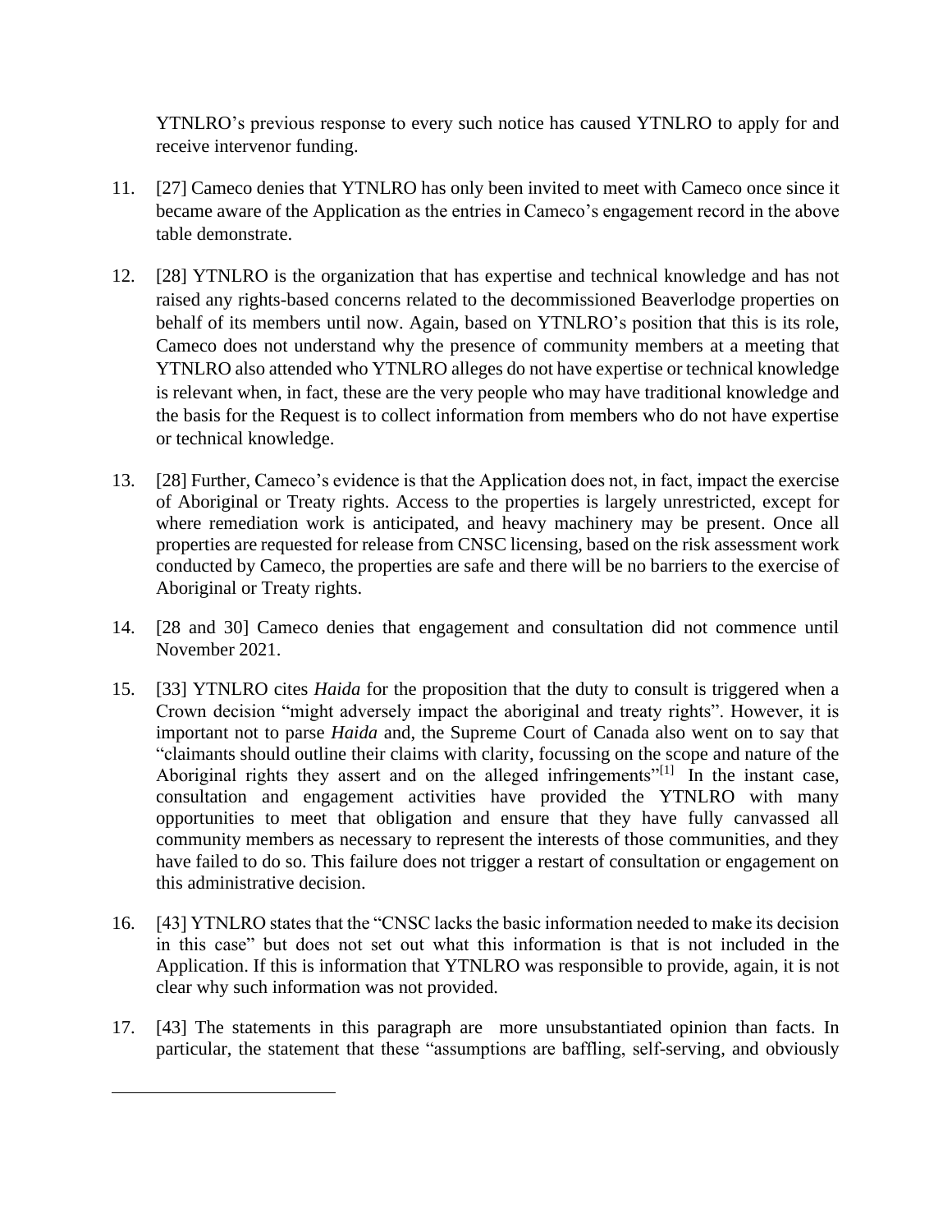YTNLRO's previous response to every such notice has caused YTNLRO to apply for and receive intervenor funding.

11. [27] Cameco denies that YTNLRO has only been invited to meet with Cameco once since it became aware of the Application as the entries in Cameco's engagement record in the above table demonstrate.

12. [28] YTNLRO is the organization that has expertise and technical knowledge and has not raised any rights-based concerns related to the decommissioned Beaverlodge properties on behalf of its members until now. Again, based on YTNLRO's position that this is its role, Cameco does not understand why the presence of community members at a meeting that YTNLRO also attended who YTNLRO alleges do not have expertise or technical knowledge is relevant when, in fact, these are the very people who may have traditional knowledge and the basis for the Request is to collect information from members who do not have expertise or technical knowledge.

13. [28] Further, Cameco's evidence is that the Application does not, in fact, impact the exercise of Aboriginal or Treaty rights. Access to the properties is largely unrestricted, except for where remediation work is anticipated, and heavy machinery may be present. Once all properties are requested for release from CNSC licensing, based on the risk assessment work conducted by Cameco, the properties are safe and there will be no barriers to the exercise of Aboriginal or Treaty rights.

14. [28 and 30] Cameco denies that engagement and consultation did not commence until November 2021.

15. [33] YTNLRO cites *Haida* for the proposition that the duty to consult is triggered when a Crown decision "might adversely impact the aboriginal and treaty rights". However, it is important not to parse *Haida* and, the Supreme Court of Canada also went on to say that "claimants should outline their claims with clarity, focussing on the scope and nature of the Aboriginal rights they assert and on the alleged infringements"[1] In the instant case, consultation and engagement activities have provided the YTNLRO with many opportunities to meet that obligation and ensure that they have fully canvassed all community members as necessary to represent the interests of those communities, and they have failed to do so. This failure does not trigger a restart of consultation or engagement on this administrative decision.

16. [43] YTNLRO states that the "CNSC lacks the basic information needed to make its decision in this case" but does not set out what this information is that is not included in the Application. If this is information that YTNLRO was responsible to provide, again, it is not clear why such information was not provided.

17. [43] The statements in this paragraph are more unsubstantiated opinion than facts. In particular, the statement that these "assumptions are baffling, self-serving, and obviously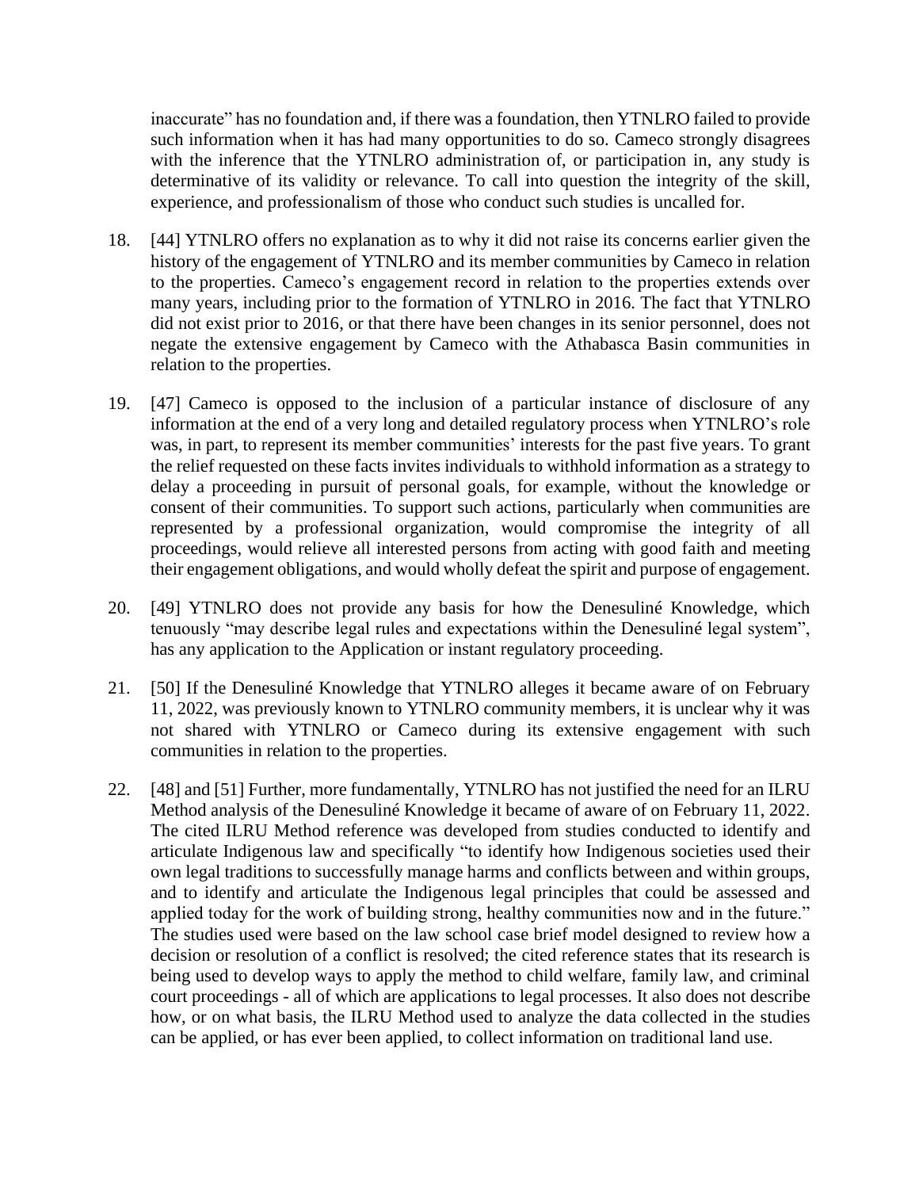inaccurate" has no foundation and, if there was a foundation, then YTNLRO failed to provide such information when it has had many opportunities to do so. Cameco strongly disagrees with the inference that the YTNLRO administration of, or participation in, any study is determinative of its validity or relevance. To call into question the integrity of the skill, experience, and professionalism of those who conduct such studies is uncalled for.

18. [44] YTNLRO offers no explanation as to why it did not raise its concerns earlier given the history of the engagement of YTNLRO and its member communities by Cameco in relation to the properties. Cameco's engagement record in relation to the properties extends over many years, including prior to the formation of YTNLRO in 2016. The fact that YTNLRO did not exist prior to 2016, or that there have been changes in its senior personnel, does not negate the extensive engagement by Cameco with the Athabasca Basin communities in relation to the properties.

19. [47] Cameco is opposed to the inclusion of a particular instance of disclosure of any information at the end of a very long and detailed regulatory process when YTNLRO's role was, in part, to represent its member communities' interests for the past five years. To grant the relief requested on these facts invites individuals to withhold information as a strategy to delay a proceeding in pursuit of personal goals, for example, without the knowledge or consent of their communities. To support such actions, particularly when communities are represented by a professional organization, would compromise the integrity of all proceedings, would relieve all interested persons from acting with good faith and meeting their engagement obligations, and would wholly defeat the spirit and purpose of engagement.

20. [49] YTNLRO does not provide any basis for how the Denesuliné Knowledge, which tenuously "may describe legal rules and expectations within the Denesuliné legal system", has any application to the Application or instant regulatory proceeding.

21. [50] If the Denesuliné Knowledge that YTNLRO alleges it became aware of on February 11, 2022, was previously known to YTNLRO community members, it is unclear why it was not shared with YTNLRO or Cameco during its extensive engagement with such communities in relation to the properties.

22. [48] and [51] Further, more fundamentally, YTNLRO has not justified the need for an ILRU Method analysis of the Denesuliné Knowledge it became of aware of on February 11, 2022. The cited ILRU Method reference was developed from studies conducted to identify and articulate Indigenous law and specifically "to identify how Indigenous societies used their own legal traditions to successfully manage harms and conflicts between and within groups, and to identify and articulate the Indigenous legal principles that could be assessed and applied today for the work of building strong, healthy communities now and in the future." The studies used were based on the law school case brief model designed to review how a decision or resolution of a conflict is resolved; the cited reference states that its research is being used to develop ways to apply the method to child welfare, family law, and criminal court proceedings - all of which are applications to legal processes. It also does not describe how, or on what basis, the ILRU Method used to analyze the data collected in the studies can be applied, or has ever been applied, to collect information on traditional land use.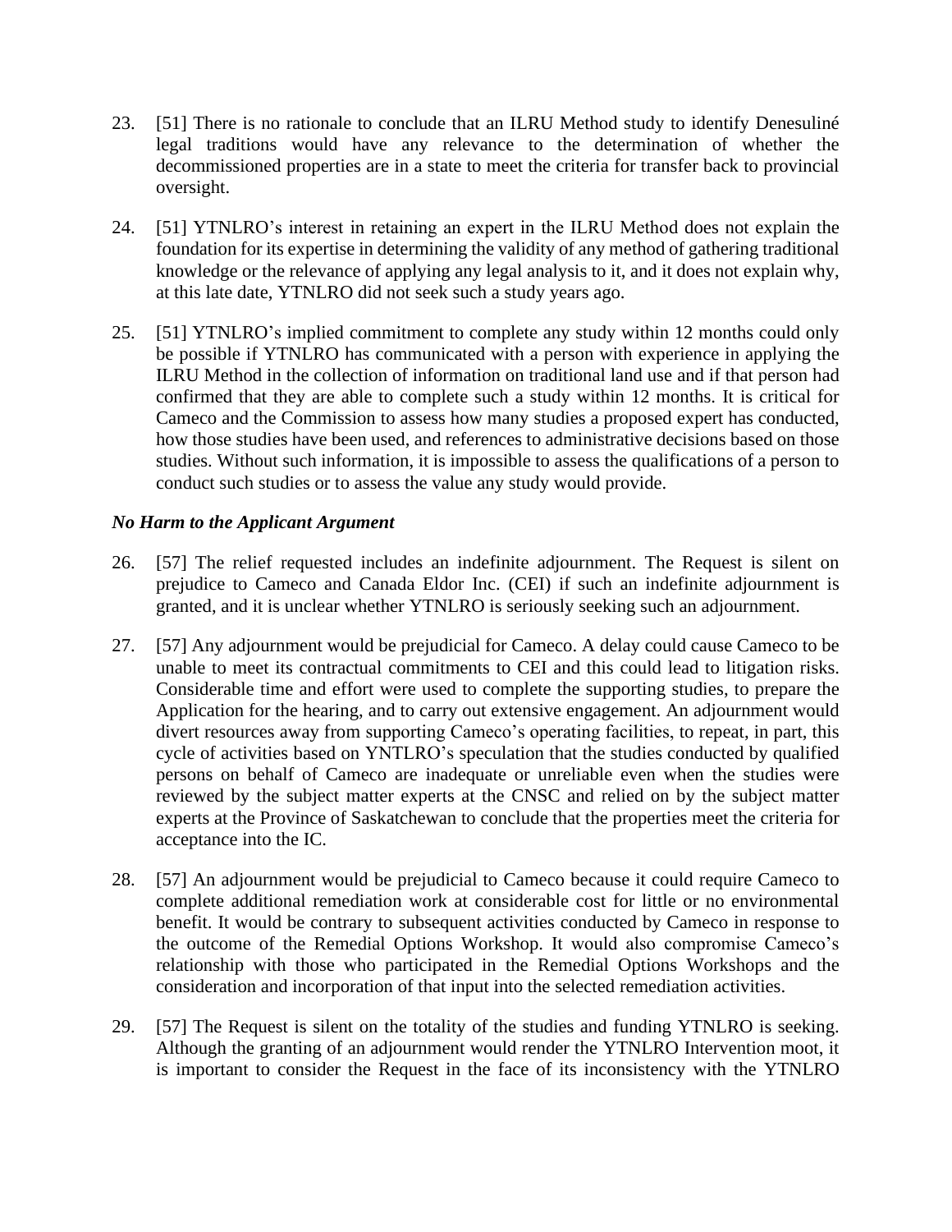23. [51] There is no rationale to conclude that an ILRU Method study to identify Denesuliné legal traditions would have any relevance to the determination of whether the decommissioned properties are in a state to meet the criteria for transfer back to provincial oversight.

24. [51] YTNLRO's interest in retaining an expert in the ILRU Method does not explain the foundation for its expertise in determining the validity of any method of gathering traditional knowledge or the relevance of applying any legal analysis to it, and it does not explain why, at this late date, YTNLRO did not seek such a study years ago.

25. [51] YTNLRO's implied commitment to complete any study within 12 months could only be possible if YTNLRO has communicated with a person with experience in applying the ILRU Method in the collection of information on traditional land use and if that person had confirmed that they are able to complete such a study within 12 months. It is critical for Cameco and the Commission to assess how many studies a proposed expert has conducted, how those studies have been used, and references to administrative decisions based on those studies. Without such information, it is impossible to assess the qualifications of a person to conduct such studies or to assess the value any study would provide.

### *No Harm to the Applicant Argument*

26. [57] The relief requested includes an indefinite adjournment. The Request is silent on prejudice to Cameco and Canada Eldor Inc. (CEI) if such an indefinite adjournment is granted, and it is unclear whether YTNLRO is seriously seeking such an adjournment.

27. [57] Any adjournment would be prejudicial for Cameco. A delay could cause Cameco to be unable to meet its contractual commitments to CEI and this could lead to litigation risks. Considerable time and effort were used to complete the supporting studies, to prepare the Application for the hearing, and to carry out extensive engagement. An adjournment would divert resources away from supporting Cameco's operating facilities, to repeat, in part, this cycle of activities based on YNTLRO's speculation that the studies conducted by qualified persons on behalf of Cameco are inadequate or unreliable even when the studies were reviewed by the subject matter experts at the CNSC and relied on by the subject matter experts at the Province of Saskatchewan to conclude that the properties meet the criteria for acceptance into the IC.

28. [57] An adjournment would be prejudicial to Cameco because it could require Cameco to complete additional remediation work at considerable cost for little or no environmental benefit. It would be contrary to subsequent activities conducted by Cameco in response to the outcome of the Remedial Options Workshop. It would also compromise Cameco's relationship with those who participated in the Remedial Options Workshops and the consideration and incorporation of that input into the selected remediation activities.

29. [57] The Request is silent on the totality of the studies and funding YTNLRO is seeking. Although the granting of an adjournment would render the YTNLRO Intervention moot, it is important to consider the Request in the face of its inconsistency with the YTNLRO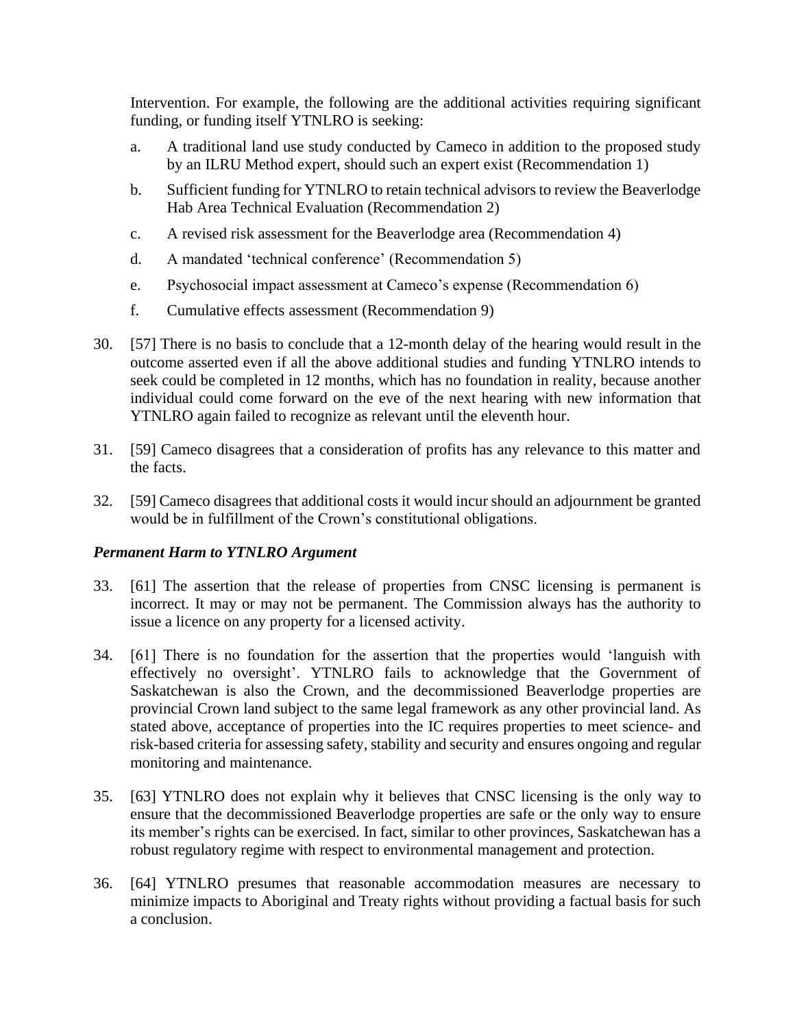Intervention. For example, the following are the additional activities requiring significant funding, or funding itself YTNLRO is seeking:

a. A traditional land use study conducted by Cameco in addition to the proposed study by an ILRU Method expert, should such an expert exist (Recommendation 1)

b. Sufficient funding for YTNLRO to retain technical advisors to review the Beaverlodge Hab Area Technical Evaluation (Recommendation 2)

c. A revised risk assessment for the Beaverlodge area (Recommendation 4)

d. A mandated 'technical conference' (Recommendation 5)

e. Psychosocial impact assessment at Cameco's expense (Recommendation 6)

f. Cumulative effects assessment (Recommendation 9)

30. [57] There is no basis to conclude that a 12-month delay of the hearing would result in the outcome asserted even if all the above additional studies and funding YTNLRO intends to seek could be completed in 12 months, which has no foundation in reality, because another individual could come forward on the eve of the next hearing with new information that YTNLRO again failed to recognize as relevant until the eleventh hour.

31. [59] Cameco disagrees that a consideration of profits has any relevance to this matter and the facts.

32. [59] Cameco disagrees that additional costs it would incur should an adjournment be granted would be in fulfillment of the Crown's constitutional obligations.

### *Permanent Harm to YTNLRO Argument*

33. [61] The assertion that the release of properties from CNSC licensing is permanent is incorrect. It may or may not be permanent. The Commission always has the authority to issue a licence on any property for a licensed activity.

34. [61] There is no foundation for the assertion that the properties would 'languish with effectively no oversight'. YTNLRO fails to acknowledge that the Government of Saskatchewan is also the Crown, and the decommissioned Beaverlodge properties are provincial Crown land subject to the same legal framework as any other provincial land. As stated above, acceptance of properties into the IC requires properties to meet science- and risk-based criteria for assessing safety, stability and security and ensures ongoing and regular monitoring and maintenance.

35. [63] YTNLRO does not explain why it believes that CNSC licensing is the only way to ensure that the decommissioned Beaverlodge properties are safe or the only way to ensure its member's rights can be exercised. In fact, similar to other provinces, Saskatchewan has a robust regulatory regime with respect to environmental management and protection.

36. [64] YTNLRO presumes that reasonable accommodation measures are necessary to minimize impacts to Aboriginal and Treaty rights without providing a factual basis for such a conclusion.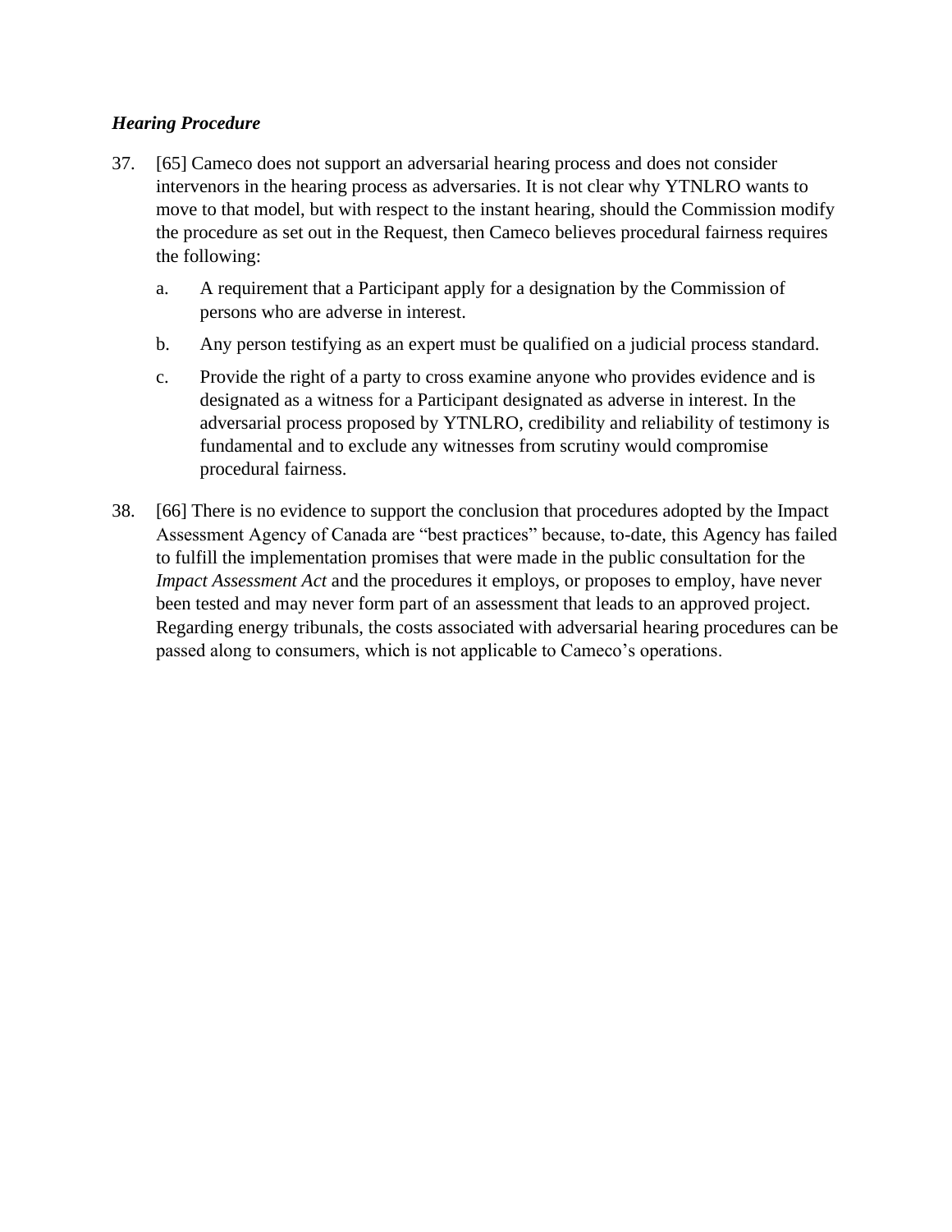***Hearing Procedure***

37. [65] Cameco does not support an adversarial hearing process and does not consider intervenors in the hearing process as adversaries. It is not clear why YTNLRO wants to move to that model, but with respect to the instant hearing, should the Commission modify the procedure as set out in the Request, then Cameco believes procedural fairness requires the following:

    a. A requirement that a Participant apply for a designation by the Commission of persons who are adverse in interest.

    b. Any person testifying as an expert must be qualified on a judicial process standard.

    c. Provide the right of a party to cross examine anyone who provides evidence and is designated as a witness for a Participant designated as adverse in interest. In the adversarial process proposed by YTNLRO, credibility and reliability of testimony is fundamental and to exclude any witnesses from scrutiny would compromise procedural fairness.

38. [66] There is no evidence to support the conclusion that procedures adopted by the Impact Assessment Agency of Canada are "best practices" because, to-date, this Agency has failed to fulfill the implementation promises that were made in the public consultation for the *Impact Assessment Act* and the procedures it employs, or proposes to employ, have never been tested and may never form part of an assessment that leads to an approved project. Regarding energy tribunals, the costs associated with adversarial hearing procedures can be passed along to consumers, which is not applicable to Cameco's operations.